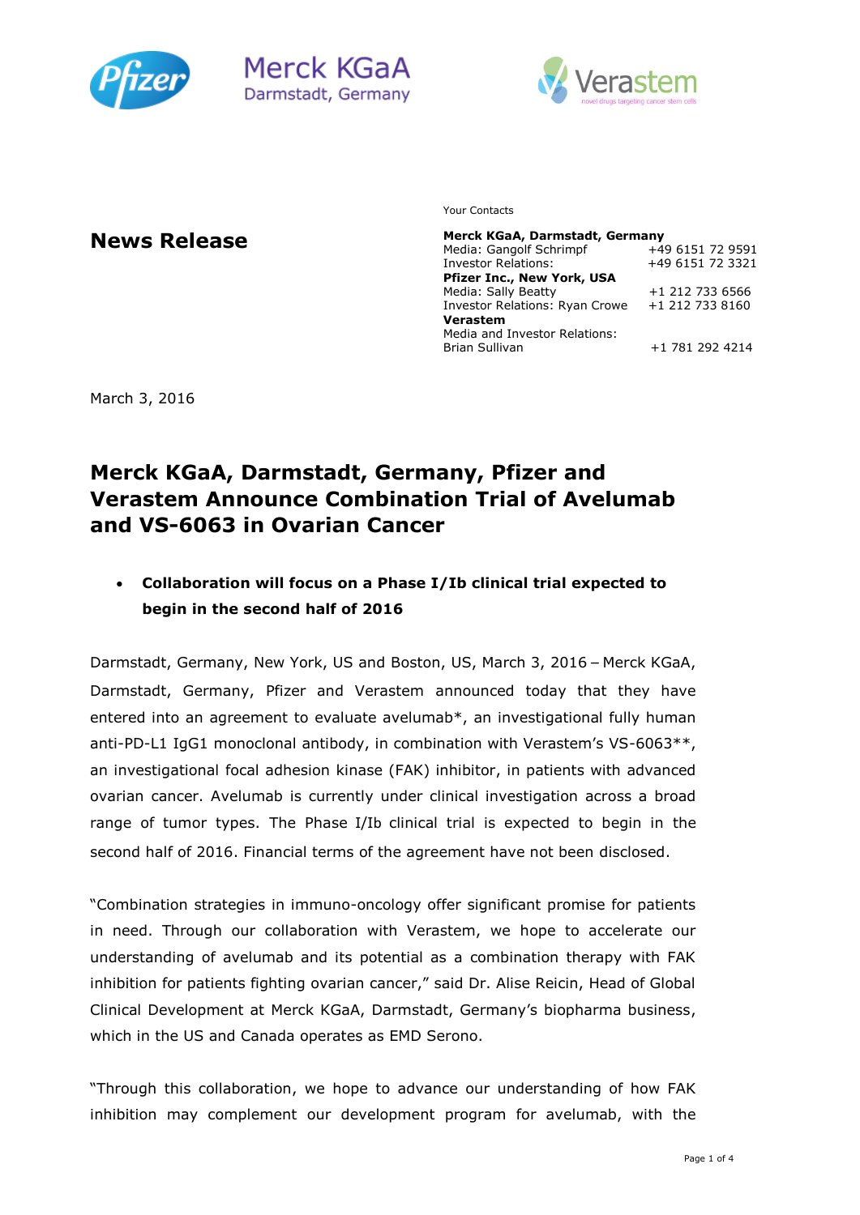# News Release

Your Contacts

| | |
|---|---|
| **Merck KGaA, Darmstadt, Germany** | |
| Media: Gangolf Schrimpf | +49 6151 72 9591 |
| Investor Relations: | +49 6151 72 3321 |
| **Pfizer Inc., New York, USA** | |
| Media: Sally Beatty | +1 212 733 6566 |
| Investor Relations: Ryan Crowe | +1 212 733 8160 |
| **Verastem** | |
| Media and Investor Relations: | |
| Brian Sullivan | +1 781 292 4214 |

March 3, 2016

## Merck KGaA, Darmstadt, Germany, Pfizer and Verastem Announce Combination Trial of Avelumab and VS-6063 in Ovarian Cancer

- **Collaboration will focus on a Phase I/Ib clinical trial expected to begin in the second half of 2016**

Darmstadt, Germany, New York, US and Boston, US, March 3, 2016 – Merck KGaA, Darmstadt, Germany, Pfizer and Verastem announced today that they have entered into an agreement to evaluate avelumab*, an investigational fully human anti-PD-L1 IgG1 monoclonal antibody, in combination with Verastem's VS-6063**, an investigational focal adhesion kinase (FAK) inhibitor, in patients with advanced ovarian cancer. Avelumab is currently under clinical investigation across a broad range of tumor types. The Phase I/Ib clinical trial is expected to begin in the second half of 2016. Financial terms of the agreement have not been disclosed.

"Combination strategies in immuno-oncology offer significant promise for patients in need. Through our collaboration with Verastem, we hope to accelerate our understanding of avelumab and its potential as a combination therapy with FAK inhibition for patients fighting ovarian cancer," said Dr. Alise Reicin, Head of Global Clinical Development at Merck KGaA, Darmstadt, Germany's biopharma business, which in the US and Canada operates as EMD Serono.

"Through this collaboration, we hope to advance our understanding of how FAK inhibition may complement our development program for avelumab, with the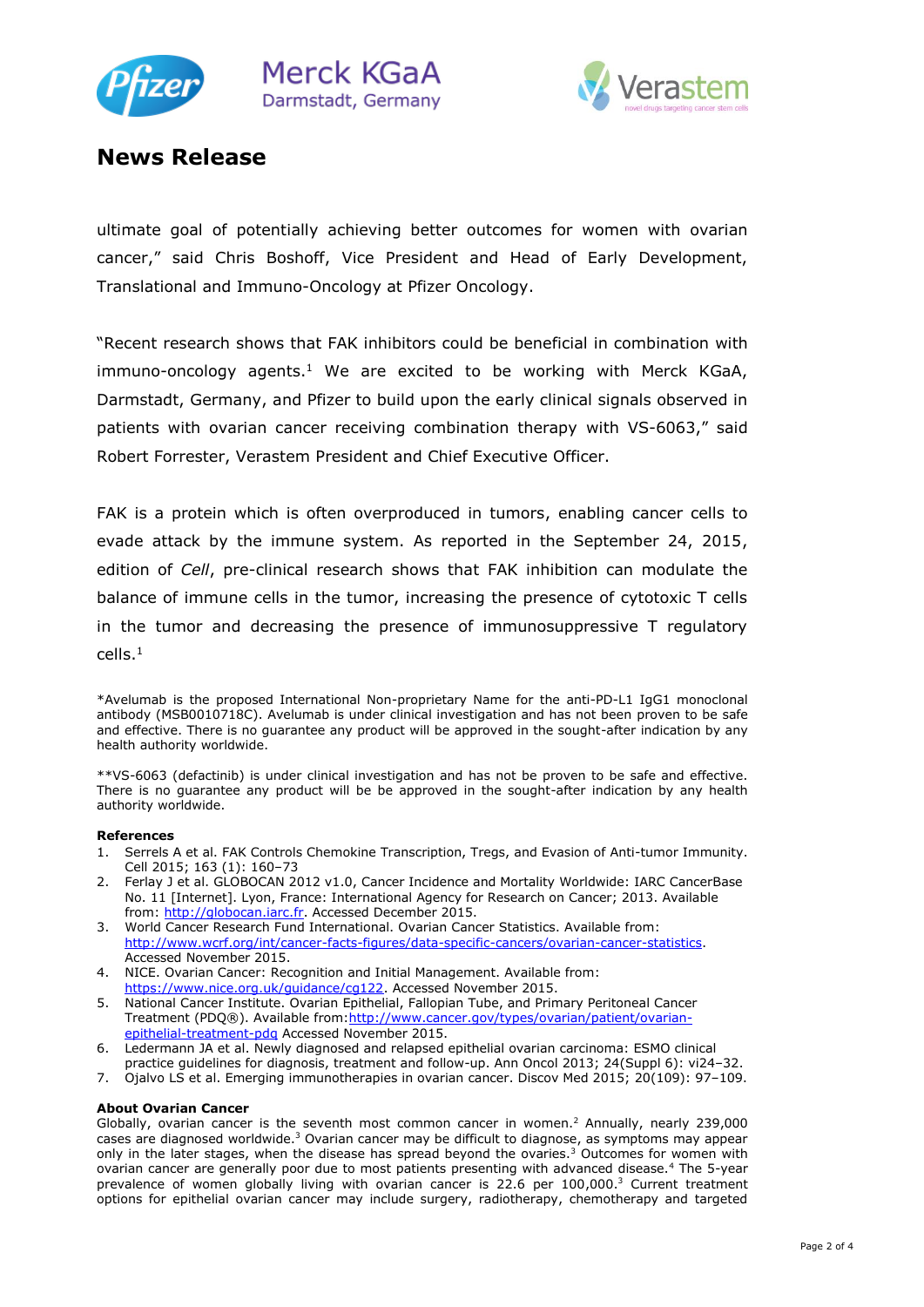ultimate goal of potentially achieving better outcomes for women with ovarian cancer," said Chris Boshoff, Vice President and Head of Early Development, Translational and Immuno-Oncology at Pfizer Oncology.

"Recent research shows that FAK inhibitors could be beneficial in combination with immuno-oncology agents.[1] We are excited to be working with Merck KGaA, Darmstadt, Germany, and Pfizer to build upon the early clinical signals observed in patients with ovarian cancer receiving combination therapy with VS-6063," said Robert Forrester, Verastem President and Chief Executive Officer.

FAK is a protein which is often overproduced in tumors, enabling cancer cells to evade attack by the immune system. As reported in the September 24, 2015, edition of *Cell*, pre-clinical research shows that FAK inhibition can modulate the balance of immune cells in the tumor, increasing the presence of cytotoxic T cells in the tumor and decreasing the presence of immunosuppressive T regulatory cells.[1]

*Avelumab is the proposed International Non-proprietary Name for the anti-PD-L1 IgG1 monoclonal antibody (MSB0010718C). Avelumab is under clinical investigation and has not been proven to be safe and effective. There is no guarantee any product will be approved in the sought-after indication by any health authority worldwide.

**VS-6063 (defactinib) is under clinical investigation and has not be proven to be safe and effective. There is no guarantee any product will be be approved in the sought-after indication by any health authority worldwide.

**References**

1. Serrels A et al. FAK Controls Chemokine Transcription, Tregs, and Evasion of Anti-tumor Immunity. Cell 2015; 163 (1): 160–73
2. Ferlay J et al. GLOBOCAN 2012 v1.0, Cancer Incidence and Mortality Worldwide: IARC CancerBase No. 11 [Internet]. Lyon, France: International Agency for Research on Cancer; 2013. Available from: http://globocan.iarc.fr. Accessed December 2015.
3. World Cancer Research Fund International. Ovarian Cancer Statistics. Available from: http://www.wcrf.org/int/cancer-facts-figures/data-specific-cancers/ovarian-cancer-statistics. Accessed November 2015.
4. NICE. Ovarian Cancer: Recognition and Initial Management. Available from: https://www.nice.org.uk/guidance/cg122. Accessed November 2015.
5. National Cancer Institute. Ovarian Epithelial, Fallopian Tube, and Primary Peritoneal Cancer Treatment (PDQ®). Available from: http://www.cancer.gov/types/ovarian/patient/ovarian-epithelial-treatment-pdq Accessed November 2015.
6. Ledermann JA et al. Newly diagnosed and relapsed epithelial ovarian carcinoma: ESMO clinical practice guidelines for diagnosis, treatment and follow-up. Ann Oncol 2013; 24(Suppl 6): vi24–32.
7. Ojalvo LS et al. Emerging immunotherapies in ovarian cancer. Discov Med 2015; 20(109): 97–109.

**About Ovarian Cancer**

Globally, ovarian cancer is the seventh most common cancer in women.[2] Annually, nearly 239,000 cases are diagnosed worldwide.[3] Ovarian cancer may be difficult to diagnose, as symptoms may appear only in the later stages, when the disease has spread beyond the ovaries.[3] Outcomes for women with ovarian cancer are generally poor due to most patients presenting with advanced disease.[4] The 5-year prevalence of women globally living with ovarian cancer is 22.6 per 100,000.[3] Current treatment options for epithelial ovarian cancer may include surgery, radiotherapy, chemotherapy and targeted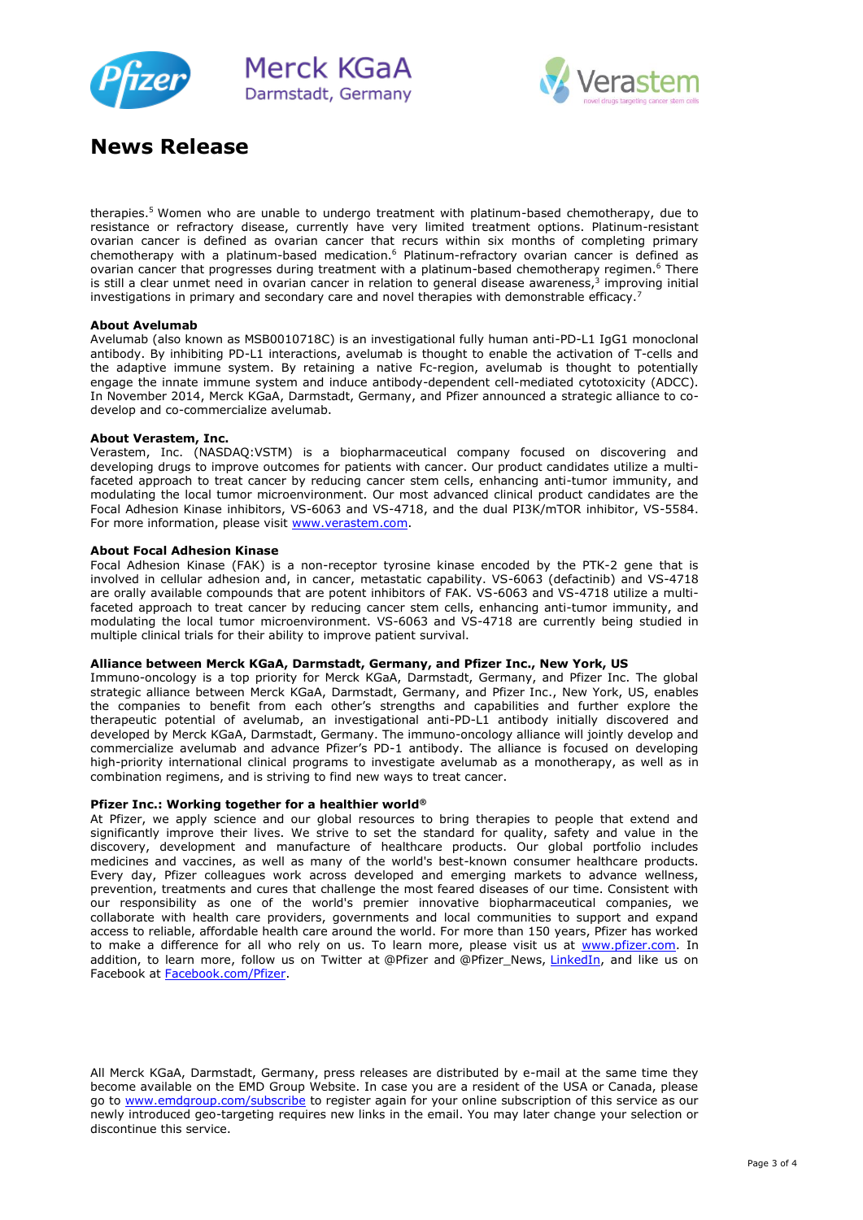therapies.[5] Women who are unable to undergo treatment with platinum-based chemotherapy, due to resistance or refractory disease, currently have very limited treatment options. Platinum-resistant ovarian cancer is defined as ovarian cancer that recurs within six months of completing primary chemotherapy with a platinum-based medication.[6] Platinum-refractory ovarian cancer is defined as ovarian cancer that progresses during treatment with a platinum-based chemotherapy regimen.[6] There is still a clear unmet need in ovarian cancer in relation to general disease awareness,[3] improving initial investigations in primary and secondary care and novel therapies with demonstrable efficacy.[7]

**About Avelumab**
Avelumab (also known as MSB0010718C) is an investigational fully human anti-PD-L1 IgG1 monoclonal antibody. By inhibiting PD-L1 interactions, avelumab is thought to enable the activation of T-cells and the adaptive immune system. By retaining a native Fc-region, avelumab is thought to potentially engage the innate immune system and induce antibody-dependent cell-mediated cytotoxicity (ADCC). In November 2014, Merck KGaA, Darmstadt, Germany, and Pfizer announced a strategic alliance to co-develop and co-commercialize avelumab.

**About Verastem, Inc.**
Verastem, Inc. (NASDAQ:VSTM) is a biopharmaceutical company focused on discovering and developing drugs to improve outcomes for patients with cancer. Our product candidates utilize a multi-faceted approach to treat cancer by reducing cancer stem cells, enhancing anti-tumor immunity, and modulating the local tumor microenvironment. Our most advanced clinical product candidates are the Focal Adhesion Kinase inhibitors, VS-6063 and VS-4718, and the dual PI3K/mTOR inhibitor, VS-5584. For more information, please visit www.verastem.com.

**About Focal Adhesion Kinase**
Focal Adhesion Kinase (FAK) is a non-receptor tyrosine kinase encoded by the PTK-2 gene that is involved in cellular adhesion and, in cancer, metastatic capability. VS-6063 (defactinib) and VS-4718 are orally available compounds that are potent inhibitors of FAK. VS-6063 and VS-4718 utilize a multi-faceted approach to treat cancer by reducing cancer stem cells, enhancing anti-tumor immunity, and modulating the local tumor microenvironment. VS-6063 and VS-4718 are currently being studied in multiple clinical trials for their ability to improve patient survival.

**Alliance between Merck KGaA, Darmstadt, Germany, and Pfizer Inc., New York, US**
Immuno-oncology is a top priority for Merck KGaA, Darmstadt, Germany, and Pfizer Inc. The global strategic alliance between Merck KGaA, Darmstadt, Germany, and Pfizer Inc., New York, US, enables the companies to benefit from each other's strengths and capabilities and further explore the therapeutic potential of avelumab, an investigational anti-PD-L1 antibody initially discovered and developed by Merck KGaA, Darmstadt, Germany. The immuno-oncology alliance will jointly develop and commercialize avelumab and advance Pfizer's PD-1 antibody. The alliance is focused on developing high-priority international clinical programs to investigate avelumab as a monotherapy, as well as in combination regimens, and is striving to find new ways to treat cancer.

**Pfizer Inc.: Working together for a healthier world®**
At Pfizer, we apply science and our global resources to bring therapies to people that extend and significantly improve their lives. We strive to set the standard for quality, safety and value in the discovery, development and manufacture of healthcare products. Our global portfolio includes medicines and vaccines, as well as many of the world's best-known consumer healthcare products. Every day, Pfizer colleagues work across developed and emerging markets to advance wellness, prevention, treatments and cures that challenge the most feared diseases of our time. Consistent with our responsibility as one of the world's premier innovative biopharmaceutical companies, we collaborate with health care providers, governments and local communities to support and expand access to reliable, affordable health care around the world. For more than 150 years, Pfizer has worked to make a difference for all who rely on us. To learn more, please visit us at www.pfizer.com. In addition, to learn more, follow us on Twitter at @Pfizer and @Pfizer_News, LinkedIn, and like us on Facebook at Facebook.com/Pfizer.

All Merck KGaA, Darmstadt, Germany, press releases are distributed by e-mail at the same time they become available on the EMD Group Website. In case you are a resident of the USA or Canada, please go to www.emdgroup.com/subscribe to register again for your online subscription of this service as our newly introduced geo-targeting requires new links in the email. You may later change your selection or discontinue this service.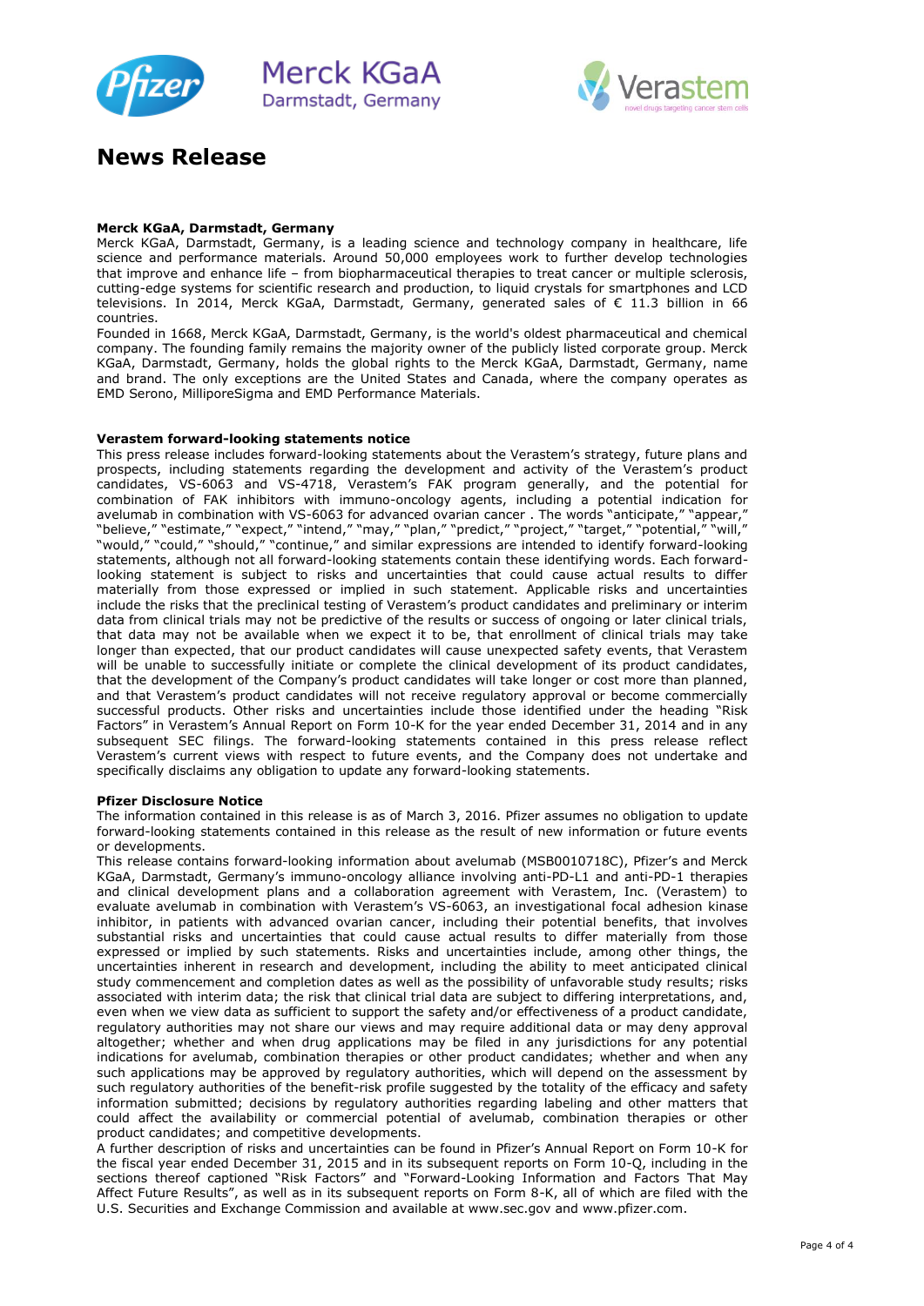Merck KGaA
Darmstadt, Germany

# News Release

**Merck KGaA, Darmstadt, Germany**

Merck KGaA, Darmstadt, Germany, is a leading science and technology company in healthcare, life science and performance materials. Around 50,000 employees work to further develop technologies that improve and enhance life – from biopharmaceutical therapies to treat cancer or multiple sclerosis, cutting-edge systems for scientific research and production, to liquid crystals for smartphones and LCD televisions. In 2014, Merck KGaA, Darmstadt, Germany, generated sales of € 11.3 billion in 66 countries.

Founded in 1668, Merck KGaA, Darmstadt, Germany, is the world's oldest pharmaceutical and chemical company. The founding family remains the majority owner of the publicly listed corporate group. Merck KGaA, Darmstadt, Germany, holds the global rights to the Merck KGaA, Darmstadt, Germany, name and brand. The only exceptions are the United States and Canada, where the company operates as EMD Serono, MilliporeSigma and EMD Performance Materials.

**Verastem forward-looking statements notice**

This press release includes forward-looking statements about the Verastem's strategy, future plans and prospects, including statements regarding the development and activity of the Verastem's product candidates, VS-6063 and VS-4718, Verastem's FAK program generally, and the potential for combination of FAK inhibitors with immuno-oncology agents, including a potential indication for avelumab in combination with VS-6063 for advanced ovarian cancer . The words "anticipate," "appear," "believe," "estimate," "expect," "intend," "may," "plan," "predict," "project," "target," "potential," "will," "would," "could," "should," "continue," and similar expressions are intended to identify forward-looking statements, although not all forward-looking statements contain these identifying words. Each forward-looking statement is subject to risks and uncertainties that could cause actual results to differ materially from those expressed or implied in such statement. Applicable risks and uncertainties include the risks that the preclinical testing of Verastem's product candidates and preliminary or interim data from clinical trials may not be predictive of the results or success of ongoing or later clinical trials, that data may not be available when we expect it to be, that enrollment of clinical trials may take longer than expected, that our product candidates will cause unexpected safety events, that Verastem will be unable to successfully initiate or complete the clinical development of its product candidates, that the development of the Company's product candidates will take longer or cost more than planned, and that Verastem's product candidates will not receive regulatory approval or become commercially successful products. Other risks and uncertainties include those identified under the heading "Risk Factors" in Verastem's Annual Report on Form 10-K for the year ended December 31, 2014 and in any subsequent SEC filings. The forward-looking statements contained in this press release reflect Verastem's current views with respect to future events, and the Company does not undertake and specifically disclaims any obligation to update any forward-looking statements.

**Pfizer Disclosure Notice**

The information contained in this release is as of March 3, 2016. Pfizer assumes no obligation to update forward-looking statements contained in this release as the result of new information or future events or developments.

This release contains forward-looking information about avelumab (MSB0010718C), Pfizer's and Merck KGaA, Darmstadt, Germany's immuno-oncology alliance involving anti-PD-L1 and anti-PD-1 therapies and clinical development plans and a collaboration agreement with Verastem, Inc. (Verastem) to evaluate avelumab in combination with Verastem's VS-6063, an investigational focal adhesion kinase inhibitor, in patients with advanced ovarian cancer, including their potential benefits, that involves substantial risks and uncertainties that could cause actual results to differ materially from those expressed or implied by such statements. Risks and uncertainties include, among other things, the uncertainties inherent in research and development, including the ability to meet anticipated clinical study commencement and completion dates as well as the possibility of unfavorable study results; risks associated with interim data; the risk that clinical trial data are subject to differing interpretations, and, even when we view data as sufficient to support the safety and/or effectiveness of a product candidate, regulatory authorities may not share our views and may require additional data or may deny approval altogether; whether and when drug applications may be filed in any jurisdictions for any potential indications for avelumab, combination therapies or other product candidates; whether and when any such applications may be approved by regulatory authorities, which will depend on the assessment by such regulatory authorities of the benefit-risk profile suggested by the totality of the efficacy and safety information submitted; decisions by regulatory authorities regarding labeling and other matters that could affect the availability or commercial potential of avelumab, combination therapies or other product candidates; and competitive developments.

A further description of risks and uncertainties can be found in Pfizer's Annual Report on Form 10-K for the fiscal year ended December 31, 2015 and in its subsequent reports on Form 10-Q, including in the sections thereof captioned "Risk Factors" and "Forward-Looking Information and Factors That May Affect Future Results", as well as in its subsequent reports on Form 8-K, all of which are filed with the U.S. Securities and Exchange Commission and available at www.sec.gov and www.pfizer.com.